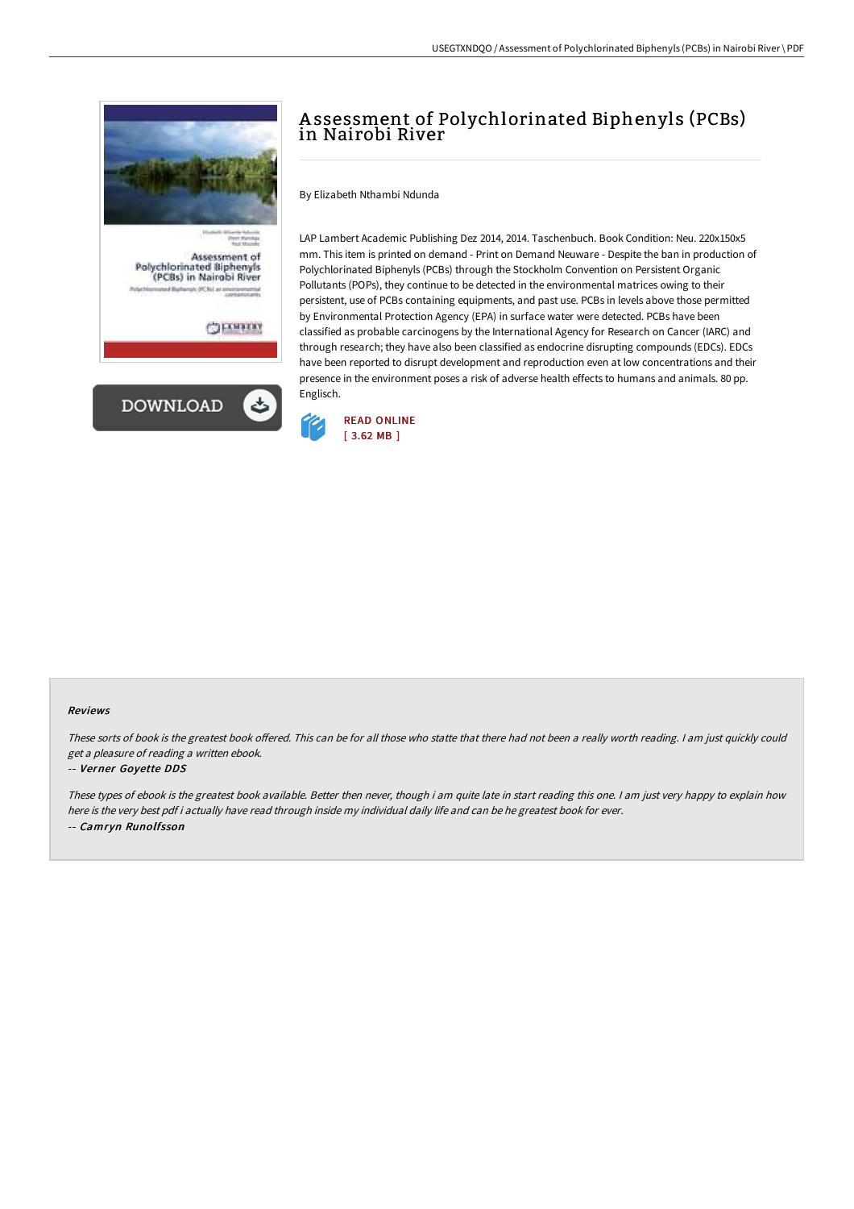# Assessment of Polychlorinated Biphenyls (PCBs) in Nairobi River

By Elizabeth Nthambi Ndunda

LAP Lambert Academic Publishing Dez 2014, 2014. Taschenbuch. Book Condition: Neu. 220x150x5 mm. This item is printed on demand - Print on Demand Neuware - Despite the ban in production of Polychlorinated Biphenyls (PCBs) through the Stockholm Convention on Persistent Organic Pollutants (POPs), they continue to be detected in the environmental matrices owing to their persistent, use of PCBs containing equipments, and past use. PCBs in levels above those permitted by Environmental Protection Agency (EPA) in surface water were detected. PCBs have been classified as probable carcinogens by the International Agency for Research on Cancer (IARC) and through research; they have also been classified as endocrine disrupting compounds (EDCs). EDCs have been reported to disrupt development and reproduction even at low concentrations and their presence in the environment poses a risk of adverse health effects to humans and animals. 80 pp. Englisch.

READ ONLINE
[ 3.62 MB ]

#### Reviews

*These sorts of book is the greatest book offered. This can be for all those who statte that there had not been a really worth reading. I am just quickly could get a pleasure of reading a written ebook.*

-- *Verner Goyette DDS*

*These types of ebook is the greatest book available. Better then never, though i am quite late in start reading this one. I am just very happy to explain how here is the very best pdf i actually have read through inside my individual daily life and can be he greatest book for ever.*

-- *Camryn Runolfsson*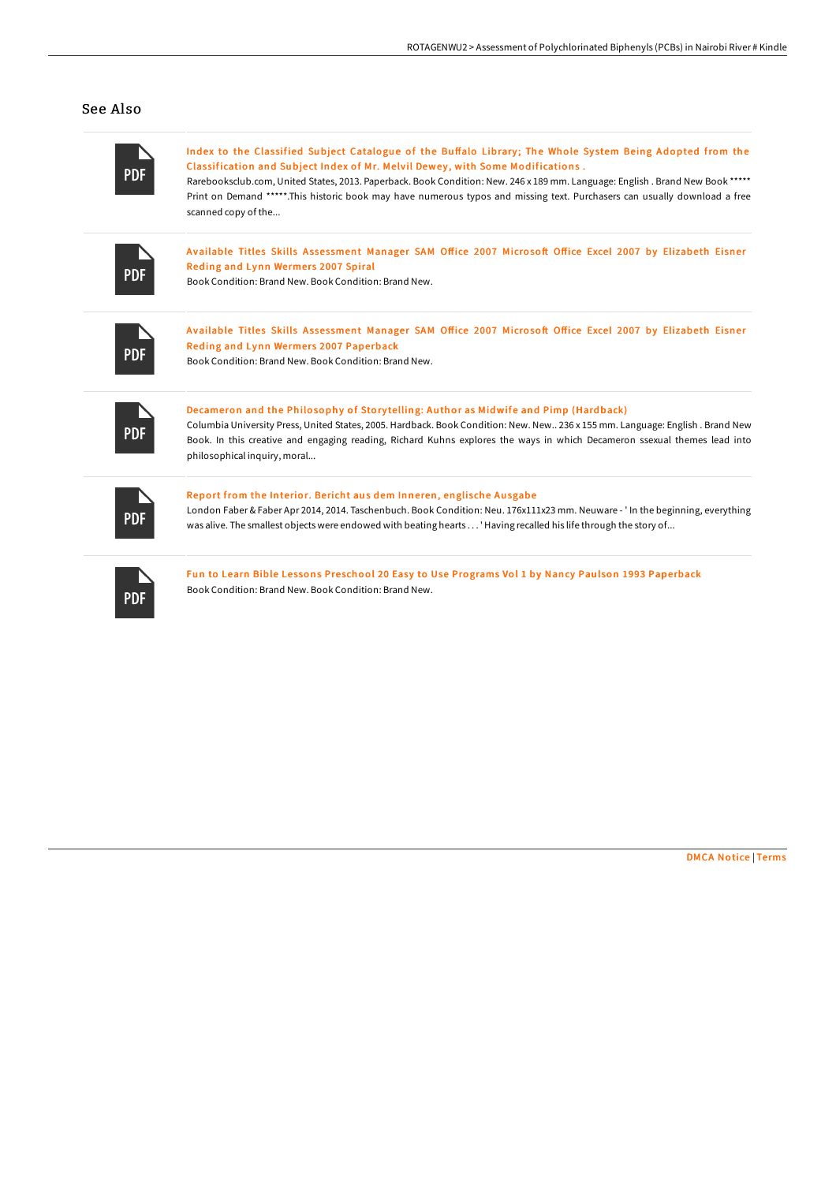## See Also

**Index to the Classified Subject Catalogue of the Buffalo Library; The Whole System Being Adopted from the Classification and Subject Index of Mr. Melvil Dewey, with Some Modifications .**

Rarebooksclub.com, United States, 2013. Paperback. Book Condition: New. 246 x 189 mm. Language: English . Brand New Book ***** Print on Demand *****.This historic book may have numerous typos and missing text. Purchasers can usually download a free scanned copy of the...

**Available Titles Skills Assessment Manager SAM Office 2007 Microsoft Office Excel 2007 by Elizabeth Eisner Reding and Lynn Wermers 2007 Spiral**

Book Condition: Brand New. Book Condition: Brand New.

**Available Titles Skills Assessment Manager SAM Office 2007 Microsoft Office Excel 2007 by Elizabeth Eisner Reding and Lynn Wermers 2007 Paperback**

Book Condition: Brand New. Book Condition: Brand New.

**Decameron and the Philosophy of Storytelling: Author as Midwife and Pimp (Hardback)**

Columbia University Press, United States, 2005. Hardback. Book Condition: New. New.. 236 x 155 mm. Language: English . Brand New Book. In this creative and engaging reading, Richard Kuhns explores the ways in which Decameron ssexual themes lead into philosophical inquiry, moral...

**Report from the Interior. Bericht aus dem Inneren, englische Ausgabe**

London Faber & Faber Apr 2014, 2014. Taschenbuch. Book Condition: Neu. 176x111x23 mm. Neuware - ' In the beginning, everything was alive. The smallest objects were endowed with beating hearts . . . ' Having recalled his life through the story of...

**Fun to Learn Bible Lessons Preschool 20 Easy to Use Programs Vol 1 by Nancy Paulson 1993 Paperback**

Book Condition: Brand New. Book Condition: Brand New.

DMCA Notice | Terms